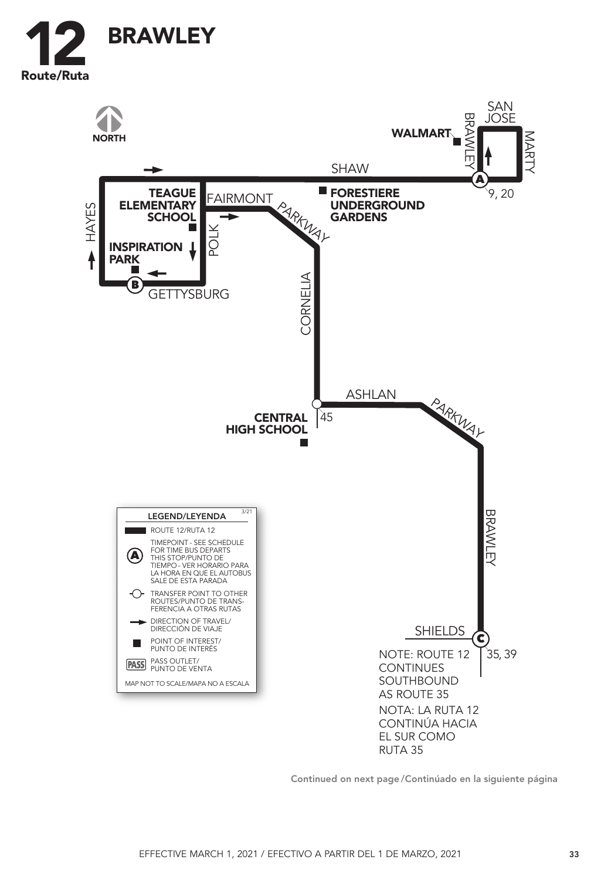# 12 BRAWLEY

Route/Ruta

NORTH

SHAW

FAIRMONT

PARKWAY

HAYES

POLK

GETTYSBURG

CORNELIA

ASHLAN

PARKWAY

BRAWLEY

SHIELDS

BRAWLEY

SAN JOSE

MARTY

**WALMART**

**TEAGUE ELEMENTARY SCHOOL**

**INSPIRATION PARK**

**FORESTIERE UNDERGROUND GARDENS**

**CENTRAL HIGH SCHOOL**

A — 9, 20

B

45

C — 35, 39

NOTE: ROUTE 12 CONTINUES SOUTHBOUND AS ROUTE 35

NOTA: LA RUTA 12 CONTINÚA HACIA EL SUR COMO RUTA 35

## LEGEND/LEYENDA

3/21

- ROUTE 12/RUTA 12
- (A) TIMEPOINT - SEE SCHEDULE FOR TIME BUS DEPARTS THIS STOP/PUNTO DE TIEMPO - VER HORARIO PARA LA HORA EN QUE EL AUTOBUS SALE DE ESTA PARADA
- TRANSFER POINT TO OTHER ROUTES/PUNTO DE TRANSFERENCIA A OTRAS RUTAS
- DIRECTION OF TRAVEL/ DIRECCIÓN DE VIAJE
- POINT OF INTEREST/ PUNTO DE INTERÉS
- PASS — PASS OUTLET/ PUNTO DE VENTA

MAP NOT TO SCALE/MAPA NO A ESCALA

Continued on next page/Continúado en la siguiente página

EFFECTIVE MARCH 1, 2021 / EFECTIVO A PARTIR DEL 1 DE MARZO, 2021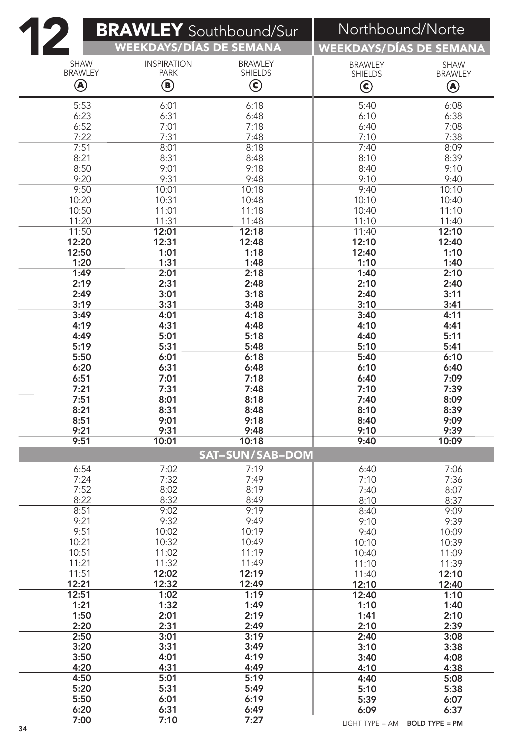# 12 BRAWLEY

| Southbound/Sur | | | Northbound/Norte | |
|---|---|---|---|---|
| **WEEKDAYS/DÍAS DE SEMANA** | | | **WEEKDAYS/DÍAS DE SEMANA** | |
| SHAW BRAWLEY (A) | INSPIRATION PARK (B) | BRAWLEY SHIELDS (C) | BRAWLEY SHIELDS (C) | SHAW BRAWLEY (A) |
| 5:53 | 6:01 | 6:18 | 5:40 | 6:08 |
| 6:23 | 6:31 | 6:48 | 6:10 | 6:38 |
| 6:52 | 7:01 | 7:18 | 6:40 | 7:08 |
| 7:22 | 7:31 | 7:48 | 7:10 | 7:38 |
| 7:51 | 8:01 | 8:18 | 7:40 | 8:09 |
| 8:21 | 8:31 | 8:48 | 8:10 | 8:39 |
| 8:50 | 9:01 | 9:18 | 8:40 | 9:10 |
| 9:20 | 9:31 | 9:48 | 9:10 | 9:40 |
| 9:50 | 10:01 | 10:18 | 9:40 | 10:10 |
| 10:20 | 10:31 | 10:48 | 10:10 | 10:40 |
| 10:50 | 11:01 | 11:18 | 10:40 | 11:10 |
| 11:20 | 11:31 | 11:48 | 11:10 | 11:40 |
| 11:50 | **12:01** | **12:18** | 11:40 | **12:10** |
| **12:20** | **12:31** | **12:48** | **12:10** | **12:40** |
| **12:50** | **1:01** | **1:18** | **12:40** | **1:10** |
| **1:20** | **1:31** | **1:48** | **1:10** | **1:40** |
| **1:49** | **2:01** | **2:18** | **1:40** | **2:10** |
| **2:19** | **2:31** | **2:48** | **2:10** | **2:40** |
| **2:49** | **3:01** | **3:18** | **2:40** | **3:11** |
| **3:19** | **3:31** | **3:48** | **3:10** | **3:41** |
| **3:49** | **4:01** | **4:18** | **3:40** | **4:11** |
| **4:19** | **4:31** | **4:48** | **4:10** | **4:41** |
| **4:49** | **5:01** | **5:18** | **4:40** | **5:11** |
| **5:19** | **5:31** | **5:48** | **5:10** | **5:41** |
| **5:50** | **6:01** | **6:18** | **5:40** | **6:10** |
| **6:20** | **6:31** | **6:48** | **6:10** | **6:40** |
| **6:51** | **7:01** | **7:18** | **6:40** | **7:09** |
| **7:21** | **7:31** | **7:48** | **7:10** | **7:39** |
| **7:51** | **8:01** | **8:18** | **7:40** | **8:09** |
| **8:21** | **8:31** | **8:48** | **8:10** | **8:39** |
| **8:51** | **9:01** | **9:18** | **8:40** | **9:09** |
| **9:21** | **9:31** | **9:48** | **9:10** | **9:39** |
| **9:51** | **10:01** | **10:18** | **9:40** | **10:09** |
| **SAT–SUN/SAB–DOM** | | | | |
| 6:54 | 7:02 | 7:19 | 6:40 | 7:06 |
| 7:24 | 7:32 | 7:49 | 7:10 | 7:36 |
| 7:52 | 8:02 | 8:19 | 7:40 | 8:07 |
| 8:22 | 8:32 | 8:49 | 8:10 | 8:37 |
| 8:51 | 9:02 | 9:19 | 8:40 | 9:09 |
| 9:21 | 9:32 | 9:49 | 9:10 | 9:39 |
| 9:51 | 10:02 | 10:19 | 9:40 | 10:09 |
| 10:21 | 10:32 | 10:49 | 10:10 | 10:39 |
| 10:51 | 11:02 | 11:19 | 10:40 | 11:09 |
| 11:21 | 11:32 | 11:49 | 11:10 | 11:39 |
| 11:51 | **12:02** | **12:19** | 11:40 | **12:10** |
| **12:21** | **12:32** | **12:49** | **12:10** | **12:40** |
| **12:51** | **1:02** | **1:19** | **12:40** | **1:10** |
| **1:21** | **1:32** | **1:49** | **1:10** | **1:40** |
| **1:50** | **2:01** | **2:19** | **1:41** | **2:10** |
| **2:20** | **2:31** | **2:49** | **2:10** | **2:39** |
| **2:50** | **3:01** | **3:19** | **2:40** | **3:08** |
| **3:20** | **3:31** | **3:49** | **3:10** | **3:38** |
| **3:50** | **4:01** | **4:19** | **3:40** | **4:08** |
| **4:20** | **4:31** | **4:49** | **4:10** | **4:38** |
| **4:50** | **5:01** | **5:19** | **4:40** | **5:08** |
| **5:20** | **5:31** | **5:49** | **5:10** | **5:38** |
| **5:50** | **6:01** | **6:19** | **5:39** | **6:07** |
| **6:20** | **6:31** | **6:49** | **6:09** | **6:37** |
| **7:00** | **7:10** | **7:27** | | |

LIGHT TYPE = AM **BOLD TYPE = PM**